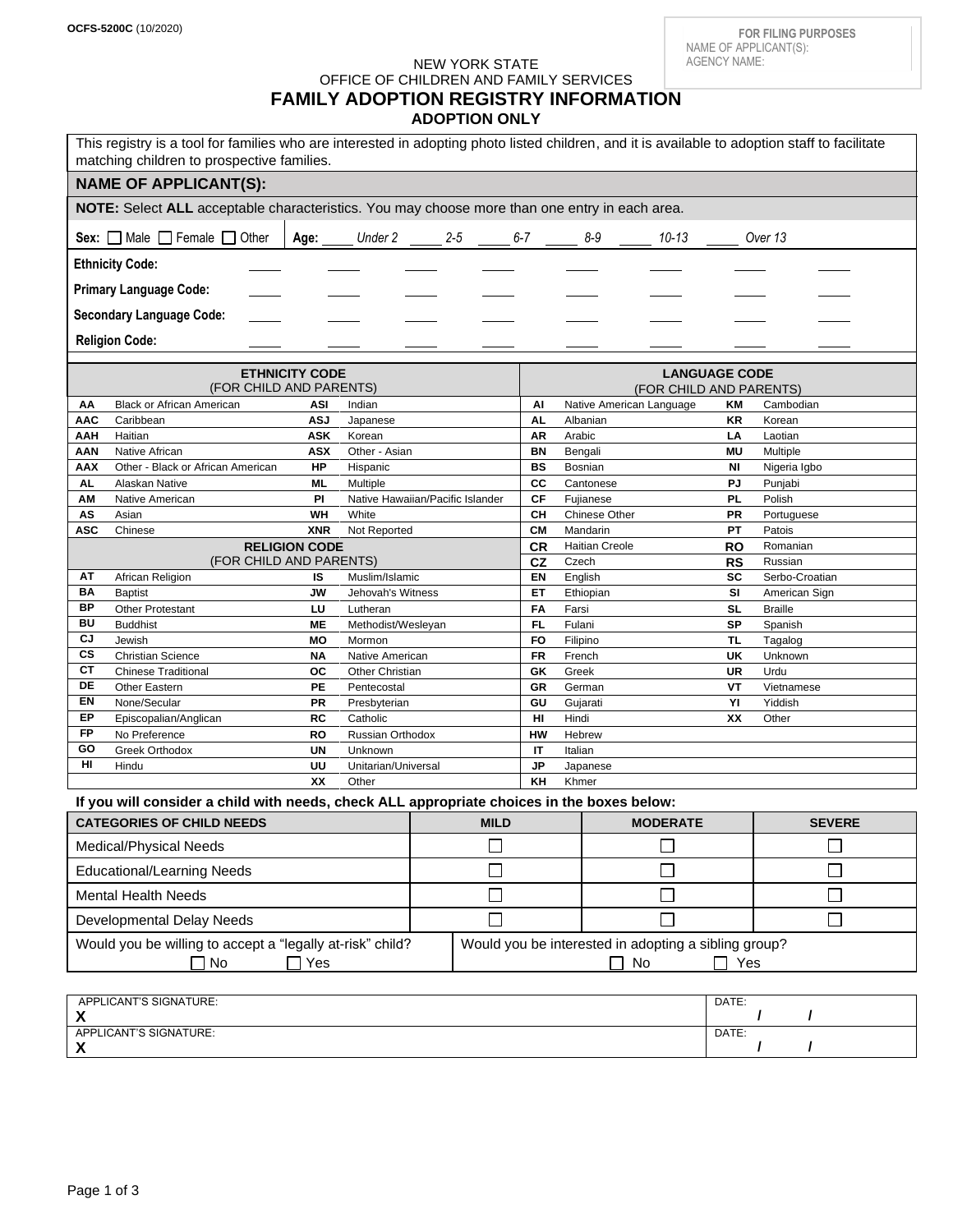OCFS-5200C (10/2020)

**FOR FILING PURPOSES**
NAME OF APPLICANT(S):
AGENCY NAME:

NEW YORK STATE
OFFICE OF CHILDREN AND FAMILY SERVICES

# FAMILY ADOPTION REGISTRY INFORMATION

## ADOPTION ONLY

This registry is a tool for families who are interested in adopting photo listed children, and it is available to adoption staff to facilitate matching children to prospective families.

**NAME OF APPLICANT(S):**

**NOTE:** Select **ALL** acceptable characteristics. You may choose more than one entry in each area.

**Sex:** ☐ Male ☐ Female ☐ Other | **Age:** _____ Under 2 _____ 2-5 _____ 6-7 _____ 8-9 _____ 10-13 _____ Over 13

**Ethnicity Code:** _____ _____ _____ _____ _____ _____ _____ _____

**Primary Language Code:** _____ _____ _____ _____ _____ _____ _____ _____

**Secondary Language Code:** _____ _____ _____ _____ _____ _____ _____ _____

**Religion Code:** _____ _____ _____ _____ _____ _____ _____ _____

**ETHNICITY CODE** (FOR CHILD AND PARENTS)

| Code | Ethnicity | Code | Ethnicity |
|---|---|---|---|
| AA | Black or African American | ASI | Indian |
| AAC | Caribbean | ASJ | Japanese |
| AAH | Haitian | ASK | Korean |
| AAN | Native African | ASX | Other - Asian |
| AAX | Other - Black or African American | HP | Hispanic |
| AL | Alaskan Native | ML | Multiple |
| AM | Native American | PI | Native Hawaiian/Pacific Islander |
| AS | Asian | WH | White |
| ASC | Chinese | XNR | Not Reported |

**RELIGION CODE** (FOR CHILD AND PARENTS)

| Code | Religion | Code | Religion |
|---|---|---|---|
| AT | African Religion | IS | Muslim/Islamic |
| BA | Baptist | JW | Jehovah's Witness |
| BP | Other Protestant | LU | Lutheran |
| BU | Buddhist | ME | Methodist/Wesleyan |
| CJ | Jewish | MO | Mormon |
| CS | Christian Science | NA | Native American |
| CT | Chinese Traditional | OC | Other Christian |
| DE | Other Eastern | PE | Pentecostal |
| EN | None/Secular | PR | Presbyterian |
| EP | Episcopalian/Anglican | RC | Catholic |
| FP | No Preference | RO | Russian Orthodox |
| GO | Greek Orthodox | UN | Unknown |
| HI | Hindu | UU | Unitarian/Universal |
| | | XX | Other |

**LANGUAGE CODE** (FOR CHILD AND PARENTS)

| Code | Language | Code | Language |
|---|---|---|---|
| AI | Native American Language | KM | Cambodian |
| AL | Albanian | KR | Korean |
| AR | Arabic | LA | Laotian |
| BN | Bengali | MU | Multiple |
| BS | Bosnian | NI | Nigeria Igbo |
| CC | Cantonese | PJ | Punjabi |
| CF | Fujianese | PL | Polish |
| CH | Chinese Other | PR | Portuguese |
| CM | Mandarin | PT | Patois |
| CR | Haitian Creole | RO | Romanian |
| CZ | Czech | RS | Russian |
| EN | English | SC | Serbo-Croatian |
| ET | Ethiopian | SI | American Sign |
| FA | Farsi | SL | Braille |
| FL | Fulani | SP | Spanish |
| FO | Filipino | TL | Tagalog |
| FR | French | UK | Unknown |
| GK | Greek | UR | Urdu |
| GR | German | VT | Vietnamese |
| GU | Gujarati | YI | Yiddish |
| HI | Hindi | XX | Other |
| HW | Hebrew | | |
| IT | Italian | | |
| JP | Japanese | | |
| KH | Khmer | | |

**If you will consider a child with needs, check ALL appropriate choices in the boxes below:**

| CATEGORIES OF CHILD NEEDS | MILD | MODERATE | SEVERE |
|---|---|---|---|
| Medical/Physical Needs | ☐ | ☐ | ☐ |
| Educational/Learning Needs | ☐ | ☐ | ☐ |
| Mental Health Needs | ☐ | ☐ | ☐ |
| Developmental Delay Needs | ☐ | ☐ | ☐ |

Would you be willing to accept a "legally at-risk" child? ☐ No ☐ Yes

Would you be interested in adopting a sibling group? ☐ No ☐ Yes

| APPLICANT'S SIGNATURE: | DATE: |
|---|---|
| X | / / |
| APPLICANT'S SIGNATURE: | DATE: |
| X | / / |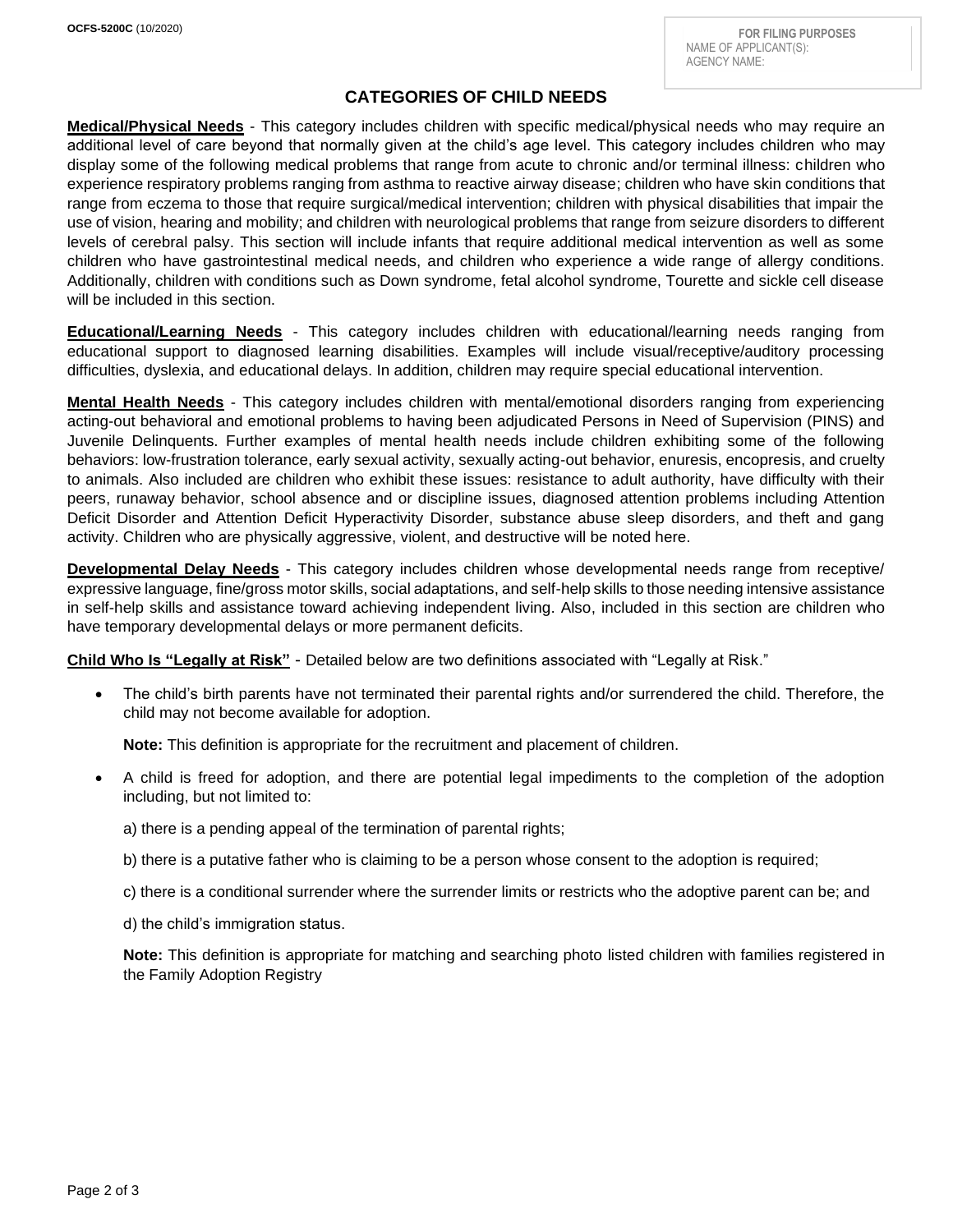OCFS-5200C (10/2020)

FOR FILING PURPOSES
NAME OF APPLICANT(S):
AGENCY NAME:

# CATEGORIES OF CHILD NEEDS

**Medical/Physical Needs** - This category includes children with specific medical/physical needs who may require an additional level of care beyond that normally given at the child's age level. This category includes children who may display some of the following medical problems that range from acute to chronic and/or terminal illness: children who experience respiratory problems ranging from asthma to reactive airway disease; children who have skin conditions that range from eczema to those that require surgical/medical intervention; children with physical disabilities that impair the use of vision, hearing and mobility; and children with neurological problems that range from seizure disorders to different levels of cerebral palsy. This section will include infants that require additional medical intervention as well as some children who have gastrointestinal medical needs, and children who experience a wide range of allergy conditions. Additionally, children with conditions such as Down syndrome, fetal alcohol syndrome, Tourette and sickle cell disease will be included in this section.

**Educational/Learning Needs** - This category includes children with educational/learning needs ranging from educational support to diagnosed learning disabilities. Examples will include visual/receptive/auditory processing difficulties, dyslexia, and educational delays. In addition, children may require special educational intervention.

**Mental Health Needs** - This category includes children with mental/emotional disorders ranging from experiencing acting-out behavioral and emotional problems to having been adjudicated Persons in Need of Supervision (PINS) and Juvenile Delinquents. Further examples of mental health needs include children exhibiting some of the following behaviors: low-frustration tolerance, early sexual activity, sexually acting-out behavior, enuresis, encopresis, and cruelty to animals. Also included are children who exhibit these issues: resistance to adult authority, have difficulty with their peers, runaway behavior, school absence and or discipline issues, diagnosed attention problems including Attention Deficit Disorder and Attention Deficit Hyperactivity Disorder, substance abuse sleep disorders, and theft and gang activity. Children who are physically aggressive, violent, and destructive will be noted here.

**Developmental Delay Needs** - This category includes children whose developmental needs range from receptive/ expressive language, fine/gross motor skills, social adaptations, and self-help skills to those needing intensive assistance in self-help skills and assistance toward achieving independent living. Also, included in this section are children who have temporary developmental delays or more permanent deficits.

**Child Who Is "Legally at Risk"** - Detailed below are two definitions associated with "Legally at Risk."

- The child's birth parents have not terminated their parental rights and/or surrendered the child. Therefore, the child may not become available for adoption.

  **Note:** This definition is appropriate for the recruitment and placement of children.

- A child is freed for adoption, and there are potential legal impediments to the completion of the adoption including, but not limited to:

  a) there is a pending appeal of the termination of parental rights;

  b) there is a putative father who is claiming to be a person whose consent to the adoption is required;

  c) there is a conditional surrender where the surrender limits or restricts who the adoptive parent can be; and

  d) the child's immigration status.

  **Note:** This definition is appropriate for matching and searching photo listed children with families registered in the Family Adoption Registry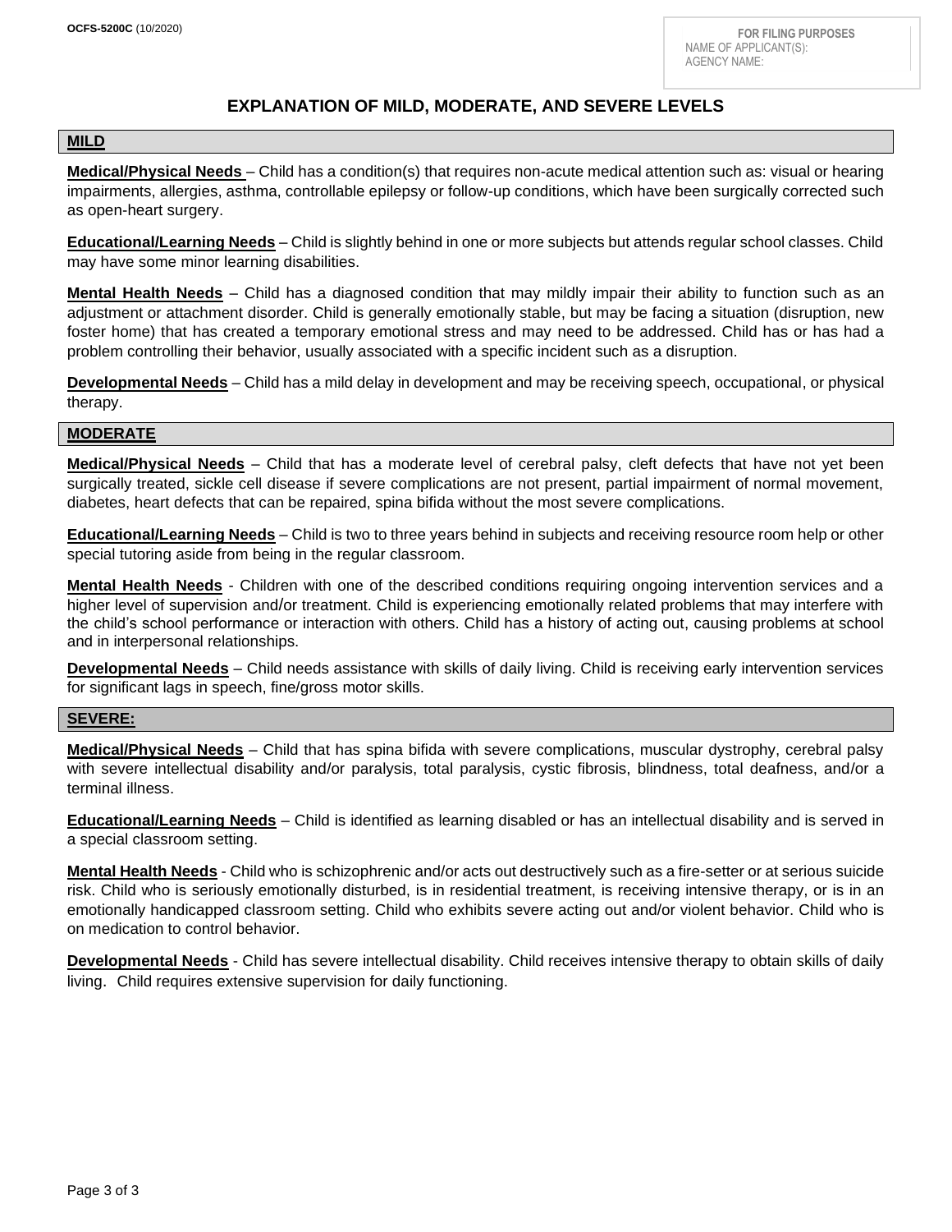OCFS-5200C (10/2020)

FOR FILING PURPOSES
NAME OF APPLICANT(S):
AGENCY NAME:

# EXPLANATION OF MILD, MODERATE, AND SEVERE LEVELS

## MILD

**Medical/Physical Needs** – Child has a condition(s) that requires non-acute medical attention such as: visual or hearing impairments, allergies, asthma, controllable epilepsy or follow-up conditions, which have been surgically corrected such as open-heart surgery.

**Educational/Learning Needs** – Child is slightly behind in one or more subjects but attends regular school classes. Child may have some minor learning disabilities.

**Mental Health Needs** – Child has a diagnosed condition that may mildly impair their ability to function such as an adjustment or attachment disorder. Child is generally emotionally stable, but may be facing a situation (disruption, new foster home) that has created a temporary emotional stress and may need to be addressed. Child has or has had a problem controlling their behavior, usually associated with a specific incident such as a disruption.

**Developmental Needs** – Child has a mild delay in development and may be receiving speech, occupational, or physical therapy.

## MODERATE

**Medical/Physical Needs** – Child that has a moderate level of cerebral palsy, cleft defects that have not yet been surgically treated, sickle cell disease if severe complications are not present, partial impairment of normal movement, diabetes, heart defects that can be repaired, spina bifida without the most severe complications.

**Educational/Learning Needs** – Child is two to three years behind in subjects and receiving resource room help or other special tutoring aside from being in the regular classroom.

**Mental Health Needs** - Children with one of the described conditions requiring ongoing intervention services and a higher level of supervision and/or treatment. Child is experiencing emotionally related problems that may interfere with the child's school performance or interaction with others. Child has a history of acting out, causing problems at school and in interpersonal relationships.

**Developmental Needs** – Child needs assistance with skills of daily living. Child is receiving early intervention services for significant lags in speech, fine/gross motor skills.

## SEVERE:

**Medical/Physical Needs** – Child that has spina bifida with severe complications, muscular dystrophy, cerebral palsy with severe intellectual disability and/or paralysis, total paralysis, cystic fibrosis, blindness, total deafness, and/or a terminal illness.

**Educational/Learning Needs** – Child is identified as learning disabled or has an intellectual disability and is served in a special classroom setting.

**Mental Health Needs** - Child who is schizophrenic and/or acts out destructively such as a fire-setter or at serious suicide risk. Child who is seriously emotionally disturbed, is in residential treatment, is receiving intensive therapy, or is in an emotionally handicapped classroom setting. Child who exhibits severe acting out and/or violent behavior. Child who is on medication to control behavior.

**Developmental Needs** - Child has severe intellectual disability. Child receives intensive therapy to obtain skills of daily living. Child requires extensive supervision for daily functioning.